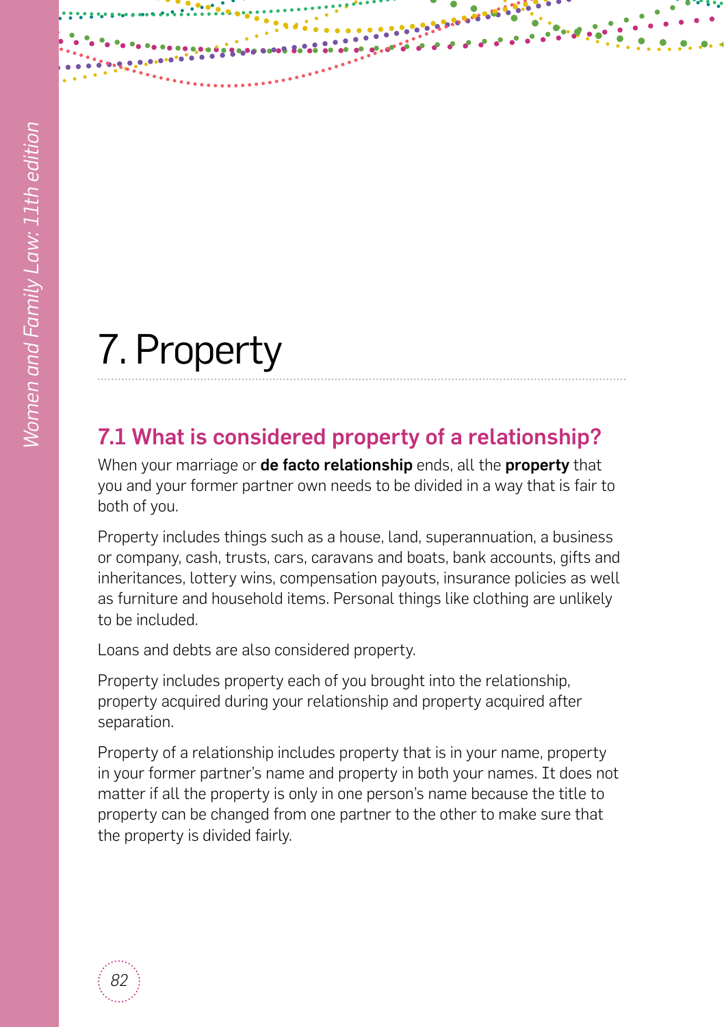# 7. Property

## 7.1 What is considered property of a relationship?

When your marriage or **de facto relationship** ends, all the **property** that you and your former partner own needs to be divided in a way that is fair to both of you.

Property includes things such as a house, land, superannuation, a business or company, cash, trusts, cars, caravans and boats, bank accounts, gifts and inheritances, lottery wins, compensation payouts, insurance policies as well as furniture and household items. Personal things like clothing are unlikely to be included.

Loans and debts are also considered property.

Property includes property each of you brought into the relationship, property acquired during your relationship and property acquired after separation.

Property of a relationship includes property that is in your name, property in your former partner's name and property in both your names. It does not matter if all the property is only in one person's name because the title to property can be changed from one partner to the other to make sure that the property is divided fairly.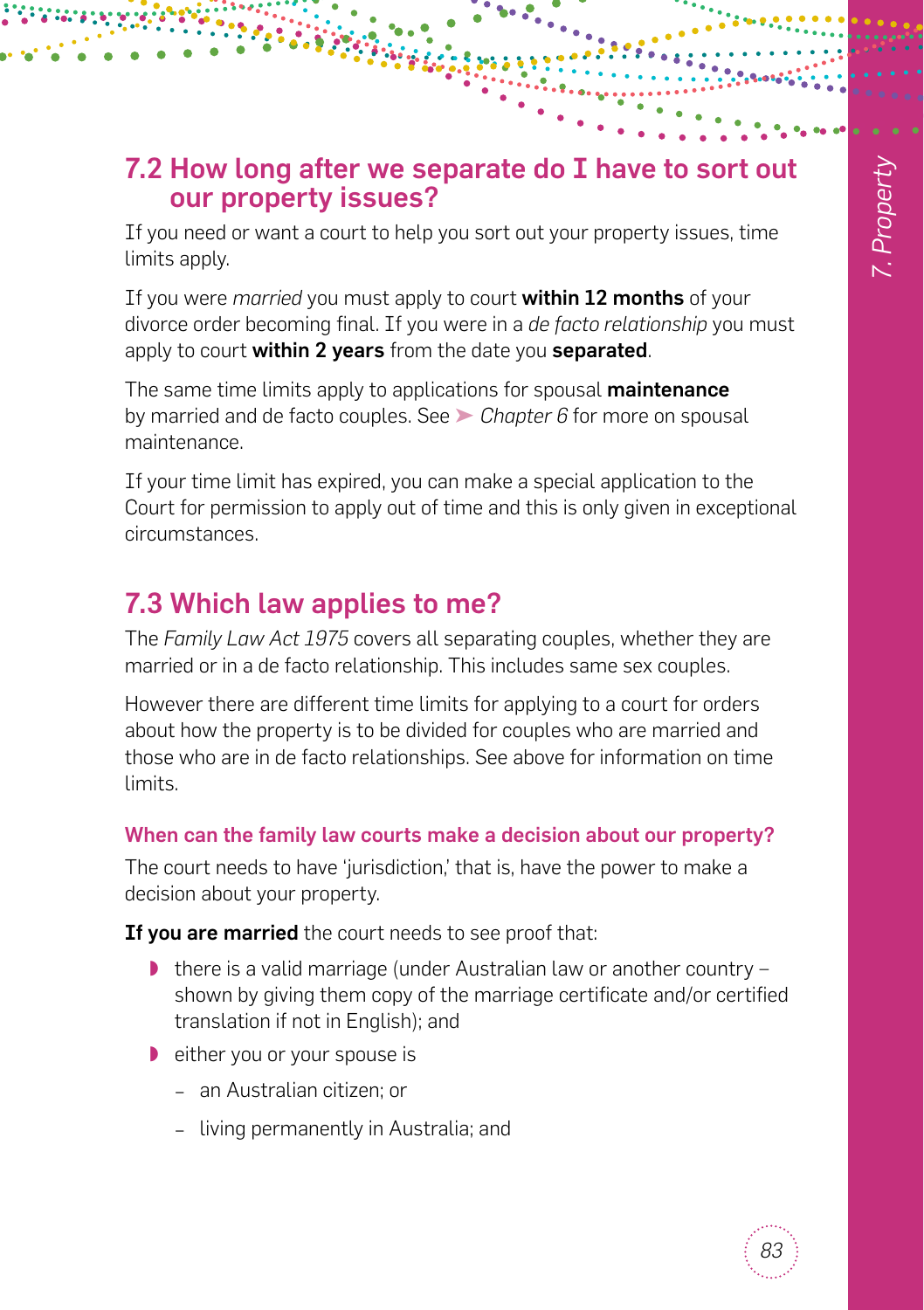## 7.2 How long after we separate do I have to sort out our property issues?

If you need or want a court to help you sort out your property issues, time limits apply.

If you were *married* you must apply to court **within 12 months** of your divorce order becoming final. If you were in a *de facto relationship* you must apply to court **within 2 years** from the date you **separated**.

The same time limits apply to applications for spousal **maintenance** by married and de facto couples. See ➤ *Chapter 6* for more on spousal maintenance.

If your time limit has expired, you can make a special application to the Court for permission to apply out of time and this is only given in exceptional circumstances.

## 7.3 Which law applies to me?

The *Family Law Act 1975* covers all separating couples, whether they are married or in a de facto relationship. This includes same sex couples.

However there are different time limits for applying to a court for orders about how the property is to be divided for couples who are married and those who are in de facto relationships. See above for information on time limits.

### When can the family law courts make a decision about our property?

The court needs to have 'jurisdiction,' that is, have the power to make a decision about your property.

**If you are married** the court needs to see proof that:

- there is a valid marriage (under Australian law or another country – shown by giving them copy of the marriage certificate and/or certified translation if not in English); and
- either you or your spouse is
  - an Australian citizen; or
  - living permanently in Australia; and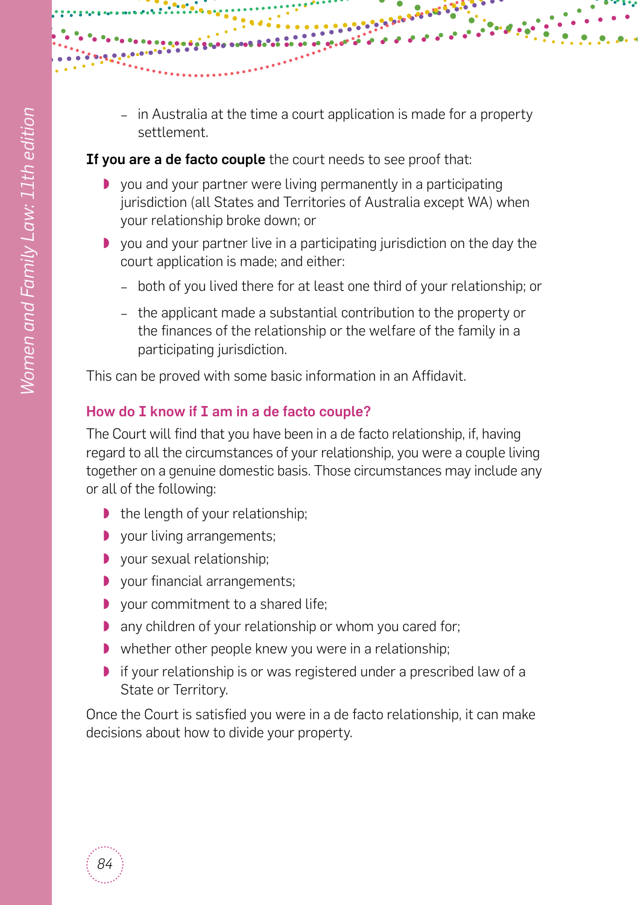- in Australia at the time a court application is made for a property settlement.

**If you are a de facto couple** the court needs to see proof that:

- you and your partner were living permanently in a participating jurisdiction (all States and Territories of Australia except WA) when your relationship broke down; or
- you and your partner live in a participating jurisdiction on the day the court application is made; and either:
  - both of you lived there for at least one third of your relationship; or
  - the applicant made a substantial contribution to the property or the finances of the relationship or the welfare of the family in a participating jurisdiction.

This can be proved with some basic information in an Affidavit.

### How do I know if I am in a de facto couple?

The Court will find that you have been in a de facto relationship, if, having regard to all the circumstances of your relationship, you were a couple living together on a genuine domestic basis. Those circumstances may include any or all of the following:

- the length of your relationship;
- your living arrangements;
- your sexual relationship;
- your financial arrangements;
- your commitment to a shared life;
- any children of your relationship or whom you cared for;
- whether other people knew you were in a relationship;
- if your relationship is or was registered under a prescribed law of a State or Territory.

Once the Court is satisfied you were in a de facto relationship, it can make decisions about how to divide your property.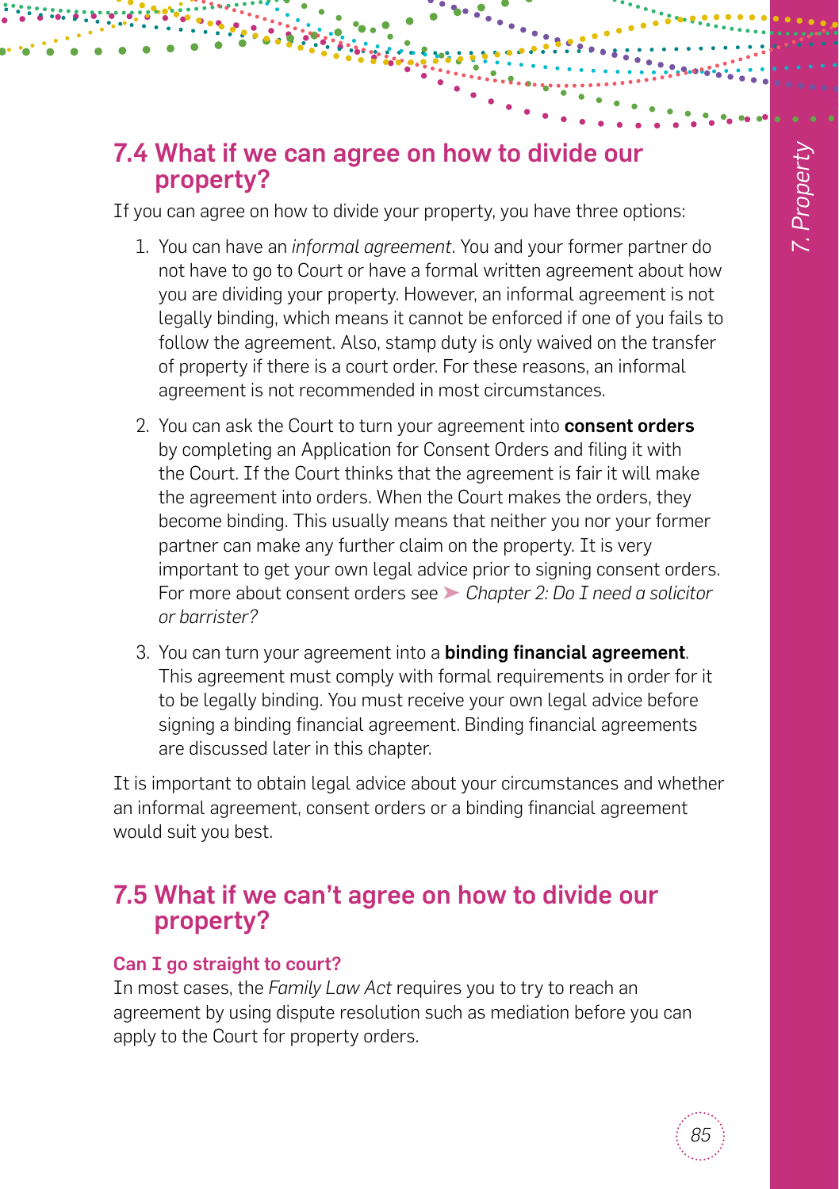## 7.4 What if we can agree on how to divide our property?

If you can agree on how to divide your property, you have three options:

1. You can have an *informal agreement*. You and your former partner do not have to go to Court or have a formal written agreement about how you are dividing your property. However, an informal agreement is not legally binding, which means it cannot be enforced if one of you fails to follow the agreement. Also, stamp duty is only waived on the transfer of property if there is a court order. For these reasons, an informal agreement is not recommended in most circumstances.
2. You can ask the Court to turn your agreement into **consent orders** by completing an Application for Consent Orders and filing it with the Court. If the Court thinks that the agreement is fair it will make the agreement into orders. When the Court makes the orders, they become binding. This usually means that neither you nor your former partner can make any further claim on the property. It is very important to get your own legal advice prior to signing consent orders. For more about consent orders see ➤ *Chapter 2: Do I need a solicitor or barrister?*
3. You can turn your agreement into a **binding financial agreement**. This agreement must comply with formal requirements in order for it to be legally binding. You must receive your own legal advice before signing a binding financial agreement. Binding financial agreements are discussed later in this chapter.

It is important to obtain legal advice about your circumstances and whether an informal agreement, consent orders or a binding financial agreement would suit you best.

## 7.5 What if we can't agree on how to divide our property?

### Can I go straight to court?

In most cases, the *Family Law Act* requires you to try to reach an agreement by using dispute resolution such as mediation before you can apply to the Court for property orders.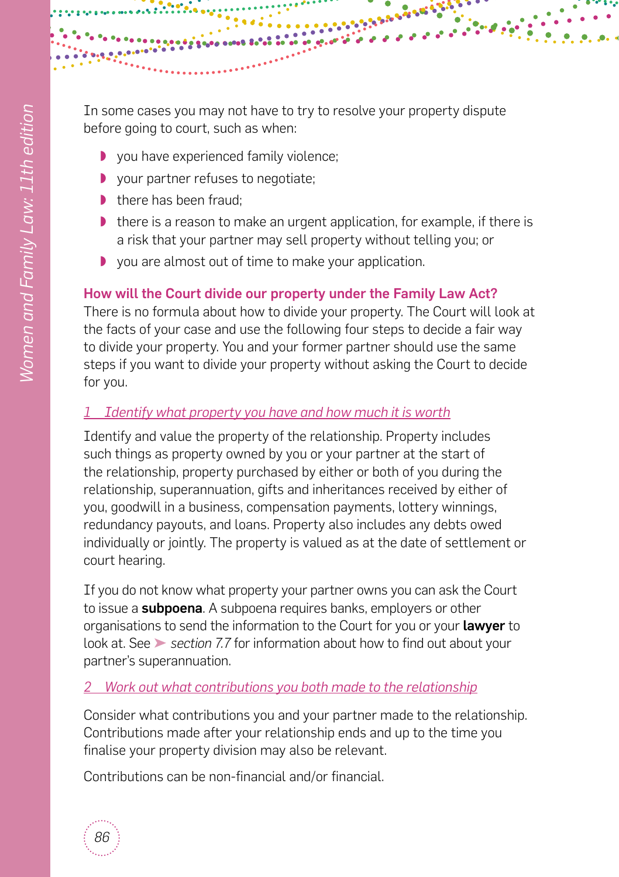In some cases you may not have to try to resolve your property dispute before going to court, such as when:

- you have experienced family violence;
- your partner refuses to negotiate;
- there has been fraud;
- there is a reason to make an urgent application, for example, if there is a risk that your partner may sell property without telling you; or
- you are almost out of time to make your application.

### How will the Court divide our property under the Family Law Act?

There is no formula about how to divide your property. The Court will look at the facts of your case and use the following four steps to decide a fair way to divide your property. You and your former partner should use the same steps if you want to divide your property without asking the Court to decide for you.

#### *1 Identify what property you have and how much it is worth*

Identify and value the property of the relationship. Property includes such things as property owned by you or your partner at the start of the relationship, property purchased by either or both of you during the relationship, superannuation, gifts and inheritances received by either of you, goodwill in a business, compensation payments, lottery winnings, redundancy payouts, and loans. Property also includes any debts owed individually or jointly. The property is valued as at the date of settlement or court hearing.

If you do not know what property your partner owns you can ask the Court to issue a **subpoena**. A subpoena requires banks, employers or other organisations to send the information to the Court for you or your **lawyer** to look at. See ➤ *section 7.7* for information about how to find out about your partner's superannuation.

#### *2 Work out what contributions you both made to the relationship*

Consider what contributions you and your partner made to the relationship. Contributions made after your relationship ends and up to the time you finalise your property division may also be relevant.

Contributions can be non-financial and/or financial.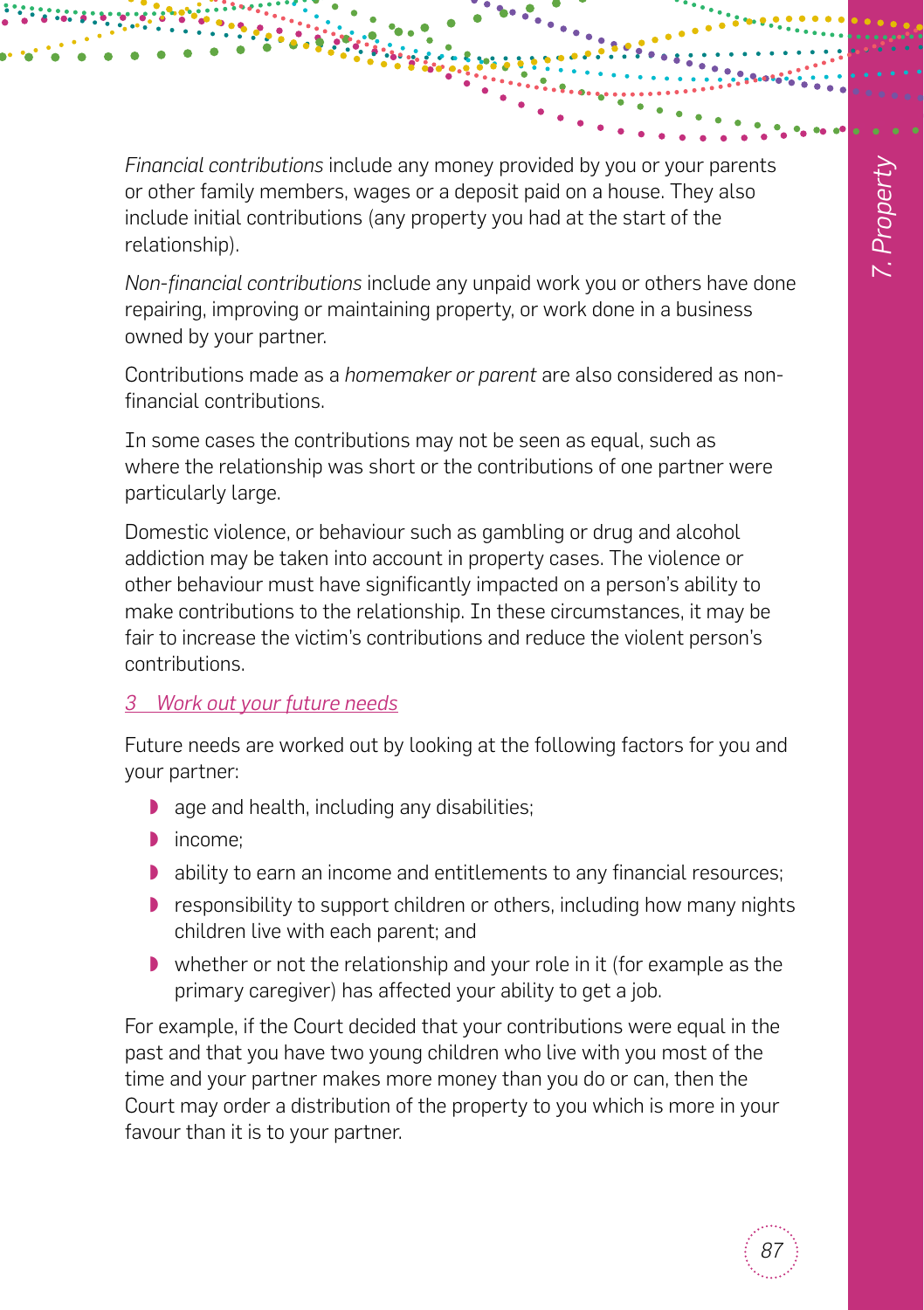*Financial contributions* include any money provided by you or your parents or other family members, wages or a deposit paid on a house. They also include initial contributions (any property you had at the start of the relationship).

*Non-financial contributions* include any unpaid work you or others have done repairing, improving or maintaining property, or work done in a business owned by your partner.

Contributions made as a *homemaker or parent* are also considered as non-financial contributions.

In some cases the contributions may not be seen as equal, such as where the relationship was short or the contributions of one partner were particularly large.

Domestic violence, or behaviour such as gambling or drug and alcohol addiction may be taken into account in property cases. The violence or other behaviour must have significantly impacted on a person's ability to make contributions to the relationship. In these circumstances, it may be fair to increase the victim's contributions and reduce the violent person's contributions.

### *3 Work out your future needs*

Future needs are worked out by looking at the following factors for you and your partner:

- age and health, including any disabilities;
- income;
- ability to earn an income and entitlements to any financial resources;
- responsibility to support children or others, including how many nights children live with each parent; and
- whether or not the relationship and your role in it (for example as the primary caregiver) has affected your ability to get a job.

For example, if the Court decided that your contributions were equal in the past and that you have two young children who live with you most of the time and your partner makes more money than you do or can, then the Court may order a distribution of the property to you which is more in your favour than it is to your partner.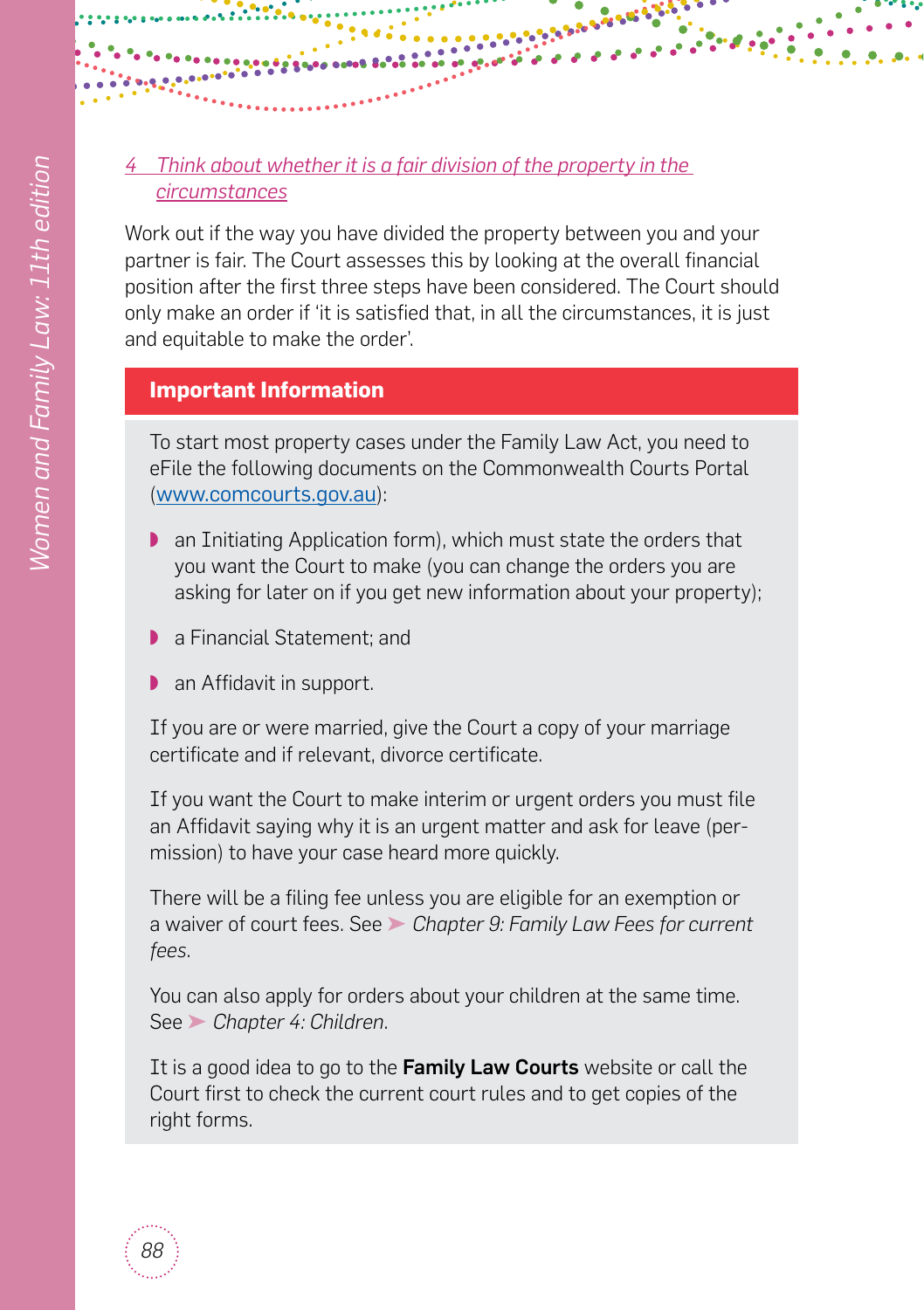*4 Think about whether it is a fair division of the property in the circumstances*

Work out if the way you have divided the property between you and your partner is fair. The Court assesses this by looking at the overall financial position after the first three steps have been considered. The Court should only make an order if 'it is satisfied that, in all the circumstances, it is just and equitable to make the order'.

## Important Information

To start most property cases under the Family Law Act, you need to eFile the following documents on the Commonwealth Courts Portal (www.comcourts.gov.au):

- an Initiating Application form), which must state the orders that you want the Court to make (you can change the orders you are asking for later on if you get new information about your property);
- a Financial Statement; and
- an Affidavit in support.

If you are or were married, give the Court a copy of your marriage certificate and if relevant, divorce certificate.

If you want the Court to make interim or urgent orders you must file an Affidavit saying why it is an urgent matter and ask for leave (permission) to have your case heard more quickly.

There will be a filing fee unless you are eligible for an exemption or a waiver of court fees. See ➤ *Chapter 9: Family Law Fees for current fees.*

You can also apply for orders about your children at the same time. See ➤ *Chapter 4: Children.*

It is a good idea to go to the **Family Law Courts** website or call the Court first to check the current court rules and to get copies of the right forms.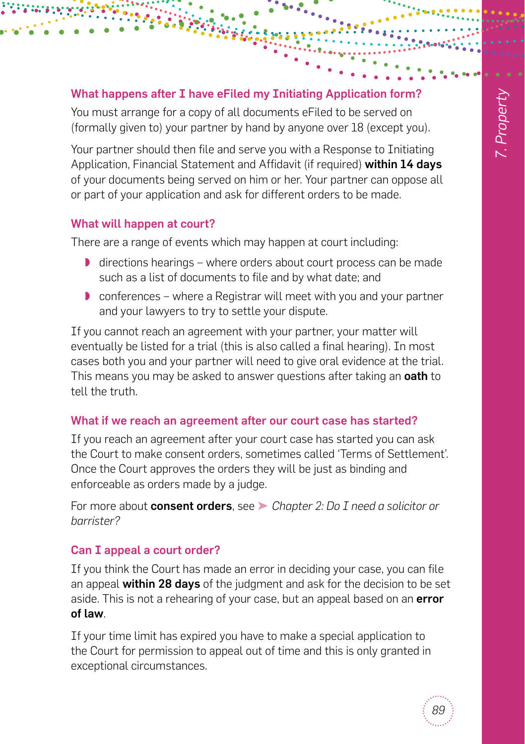### What happens after I have eFiled my Initiating Application form?

You must arrange for a copy of all documents eFiled to be served on (formally given to) your partner by hand by anyone over 18 (except you).

Your partner should then file and serve you with a Response to Initiating Application, Financial Statement and Affidavit (if required) **within 14 days** of your documents being served on him or her. Your partner can oppose all or part of your application and ask for different orders to be made.

### What will happen at court?

There are a range of events which may happen at court including:

- directions hearings – where orders about court process can be made such as a list of documents to file and by what date; and
- conferences – where a Registrar will meet with you and your partner and your lawyers to try to settle your dispute.

If you cannot reach an agreement with your partner, your matter will eventually be listed for a trial (this is also called a final hearing). In most cases both you and your partner will need to give oral evidence at the trial. This means you may be asked to answer questions after taking an **oath** to tell the truth.

### What if we reach an agreement after our court case has started?

If you reach an agreement after your court case has started you can ask the Court to make consent orders, sometimes called 'Terms of Settlement'. Once the Court approves the orders they will be just as binding and enforceable as orders made by a judge.

For more about **consent orders**, see ➤ *Chapter 2: Do I need a solicitor or barrister?*

### Can I appeal a court order?

If you think the Court has made an error in deciding your case, you can file an appeal **within 28 days** of the judgment and ask for the decision to be set aside. This is not a rehearing of your case, but an appeal based on an **error of law**.

If your time limit has expired you have to make a special application to the Court for permission to appeal out of time and this is only granted in exceptional circumstances.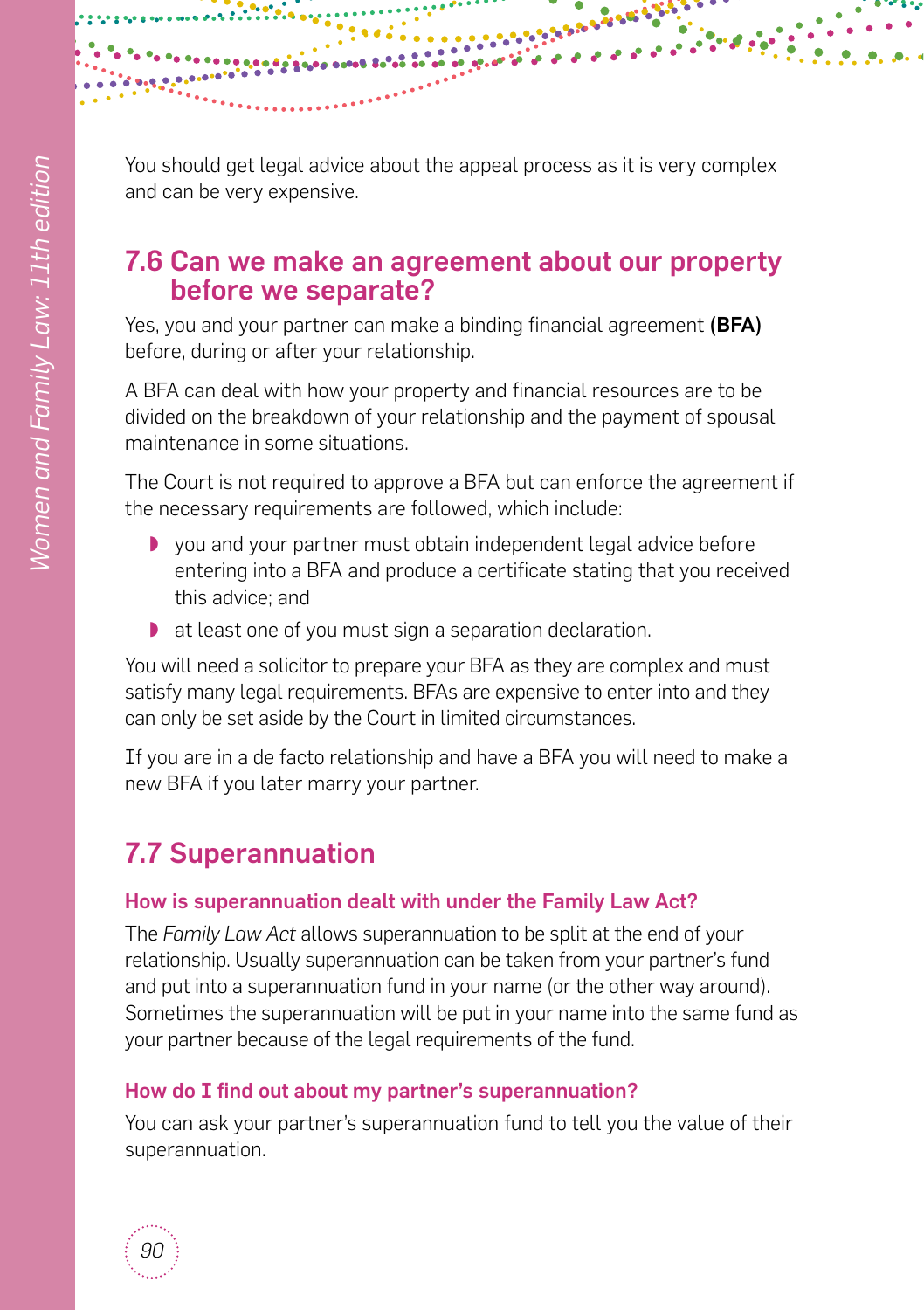You should get legal advice about the appeal process as it is very complex and can be very expensive.

## 7.6 Can we make an agreement about our property before we separate?

Yes, you and your partner can make a binding financial agreement **(BFA)** before, during or after your relationship.

A BFA can deal with how your property and financial resources are to be divided on the breakdown of your relationship and the payment of spousal maintenance in some situations.

The Court is not required to approve a BFA but can enforce the agreement if the necessary requirements are followed, which include:

- you and your partner must obtain independent legal advice before entering into a BFA and produce a certificate stating that you received this advice; and
- at least one of you must sign a separation declaration.

You will need a solicitor to prepare your BFA as they are complex and must satisfy many legal requirements. BFAs are expensive to enter into and they can only be set aside by the Court in limited circumstances.

If you are in a de facto relationship and have a BFA you will need to make a new BFA if you later marry your partner.

## 7.7 Superannuation

### How is superannuation dealt with under the Family Law Act?

The *Family Law Act* allows superannuation to be split at the end of your relationship. Usually superannuation can be taken from your partner's fund and put into a superannuation fund in your name (or the other way around). Sometimes the superannuation will be put in your name into the same fund as your partner because of the legal requirements of the fund.

### How do I find out about my partner's superannuation?

You can ask your partner's superannuation fund to tell you the value of their superannuation.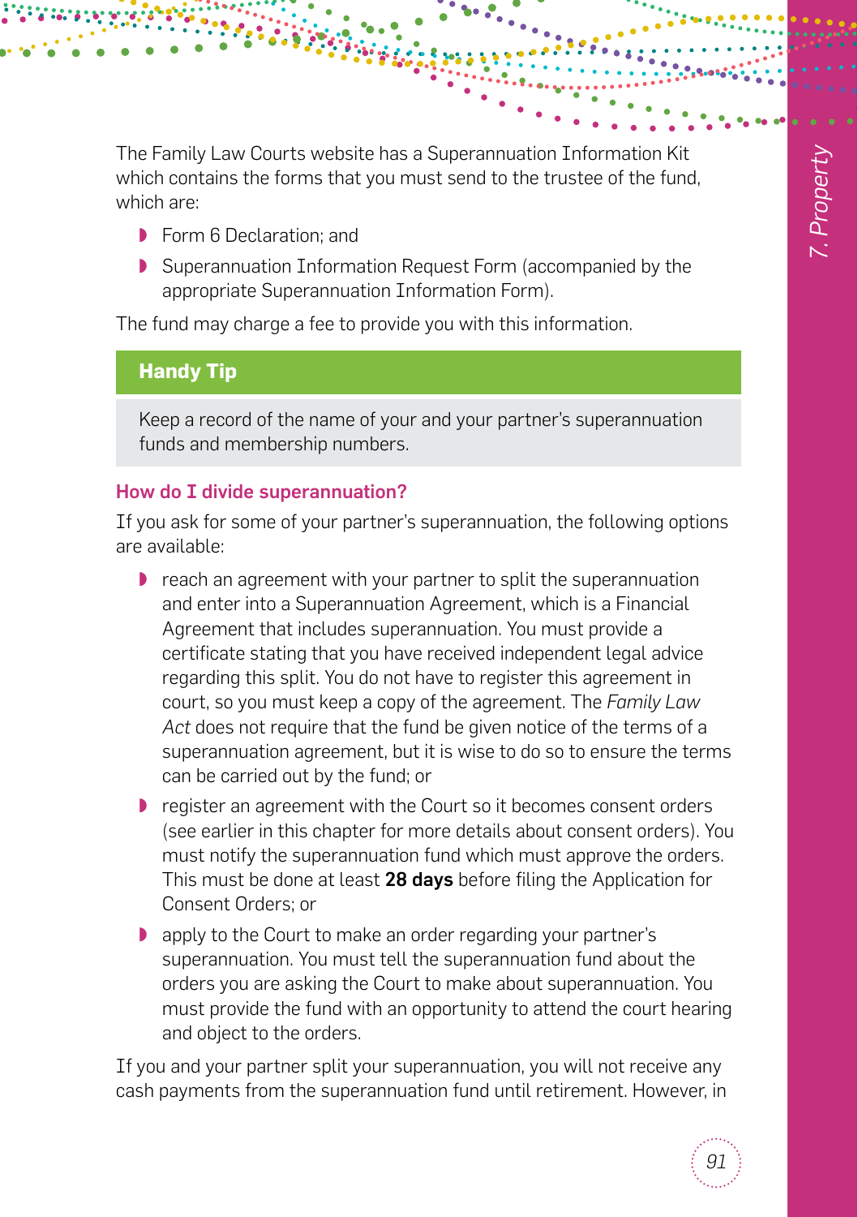The Family Law Courts website has a Superannuation Information Kit which contains the forms that you must send to the trustee of the fund, which are:

- Form 6 Declaration; and
- Superannuation Information Request Form (accompanied by the appropriate Superannuation Information Form).

The fund may charge a fee to provide you with this information.

**Handy Tip**

Keep a record of the name of your and your partner's superannuation funds and membership numbers.

### How do I divide superannuation?

If you ask for some of your partner's superannuation, the following options are available:

- reach an agreement with your partner to split the superannuation and enter into a Superannuation Agreement, which is a Financial Agreement that includes superannuation. You must provide a certificate stating that you have received independent legal advice regarding this split. You do not have to register this agreement in court, so you must keep a copy of the agreement. The *Family Law Act* does not require that the fund be given notice of the terms of a superannuation agreement, but it is wise to do so to ensure the terms can be carried out by the fund; or
- register an agreement with the Court so it becomes consent orders (see earlier in this chapter for more details about consent orders). You must notify the superannuation fund which must approve the orders. This must be done at least **28 days** before filing the Application for Consent Orders; or
- apply to the Court to make an order regarding your partner's superannuation. You must tell the superannuation fund about the orders you are asking the Court to make about superannuation. You must provide the fund with an opportunity to attend the court hearing and object to the orders.

If you and your partner split your superannuation, you will not receive any cash payments from the superannuation fund until retirement. However, in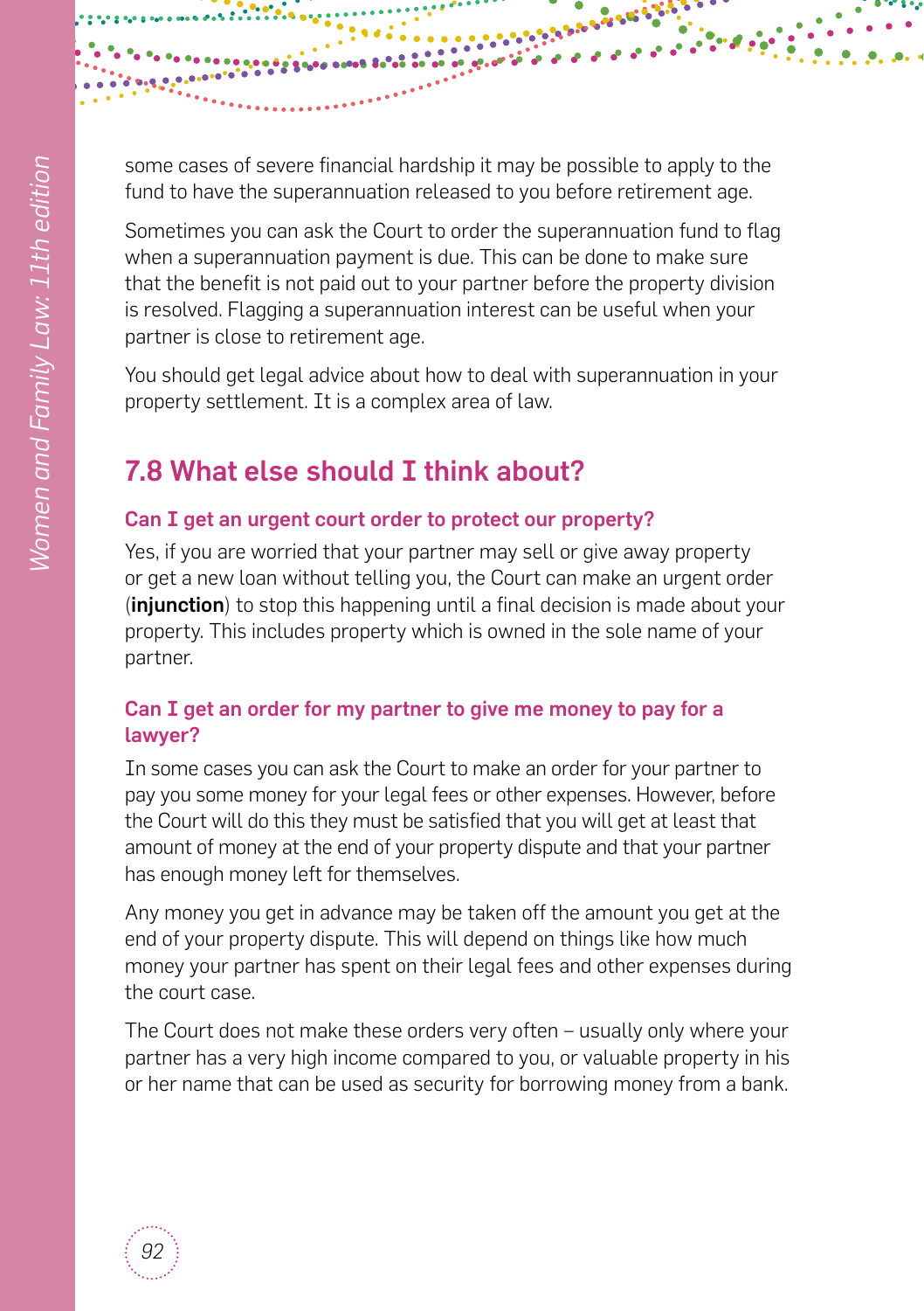some cases of severe financial hardship it may be possible to apply to the fund to have the superannuation released to you before retirement age.

Sometimes you can ask the Court to order the superannuation fund to flag when a superannuation payment is due. This can be done to make sure that the benefit is not paid out to your partner before the property division is resolved. Flagging a superannuation interest can be useful when your partner is close to retirement age.

You should get legal advice about how to deal with superannuation in your property settlement. It is a complex area of law.

## 7.8 What else should I think about?

### Can I get an urgent court order to protect our property?

Yes, if you are worried that your partner may sell or give away property or get a new loan without telling you, the Court can make an urgent order (**injunction**) to stop this happening until a final decision is made about your property. This includes property which is owned in the sole name of your partner.

### Can I get an order for my partner to give me money to pay for a lawyer?

In some cases you can ask the Court to make an order for your partner to pay you some money for your legal fees or other expenses. However, before the Court will do this they must be satisfied that you will get at least that amount of money at the end of your property dispute and that your partner has enough money left for themselves.

Any money you get in advance may be taken off the amount you get at the end of your property dispute. This will depend on things like how much money your partner has spent on their legal fees and other expenses during the court case.

The Court does not make these orders very often – usually only where your partner has a very high income compared to you, or valuable property in his or her name that can be used as security for borrowing money from a bank.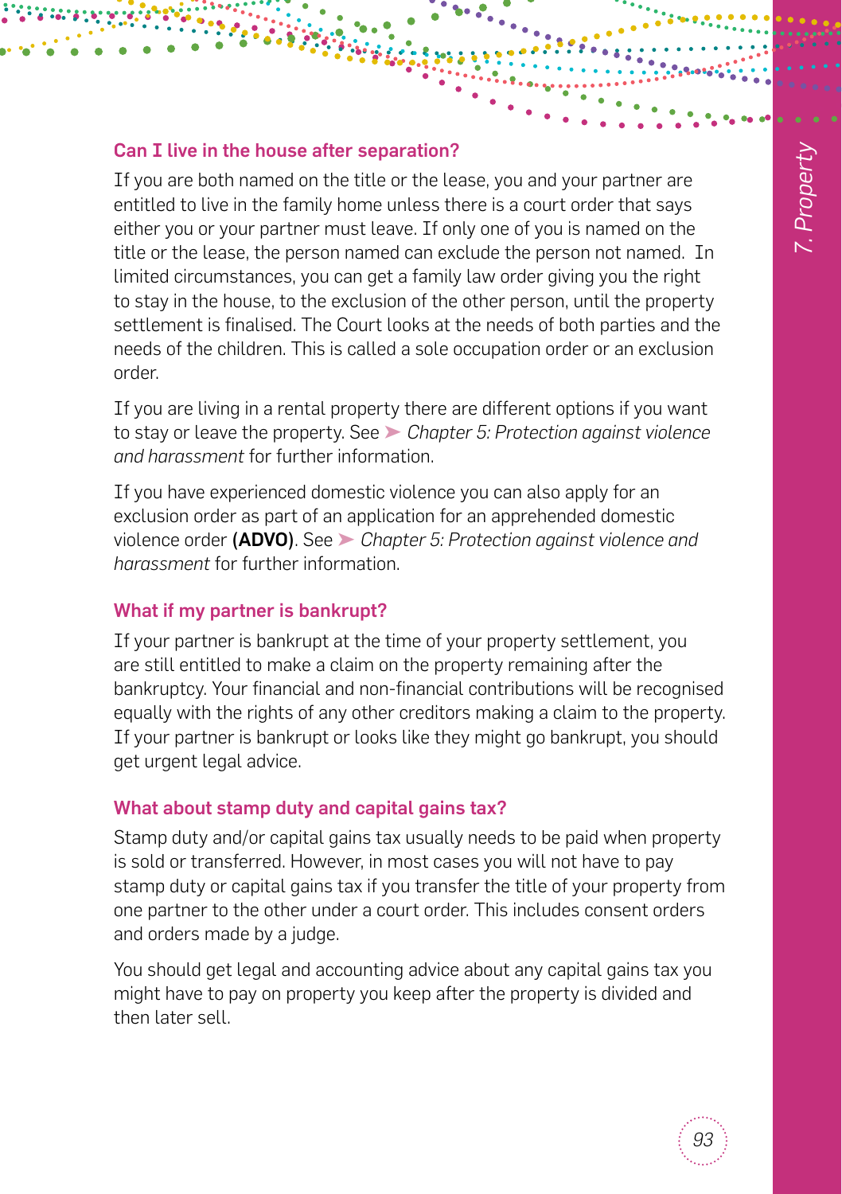### Can I live in the house after separation?

If you are both named on the title or the lease, you and your partner are entitled to live in the family home unless there is a court order that says either you or your partner must leave. If only one of you is named on the title or the lease, the person named can exclude the person not named. In limited circumstances, you can get a family law order giving you the right to stay in the house, to the exclusion of the other person, until the property settlement is finalised. The Court looks at the needs of both parties and the needs of the children. This is called a sole occupation order or an exclusion order.

If you are living in a rental property there are different options if you want to stay or leave the property. See ➤ *Chapter 5: Protection against violence and harassment* for further information.

If you have experienced domestic violence you can also apply for an exclusion order as part of an application for an apprehended domestic violence order **(ADVO)**. See ➤ *Chapter 5: Protection against violence and harassment* for further information.

### What if my partner is bankrupt?

If your partner is bankrupt at the time of your property settlement, you are still entitled to make a claim on the property remaining after the bankruptcy. Your financial and non-financial contributions will be recognised equally with the rights of any other creditors making a claim to the property. If your partner is bankrupt or looks like they might go bankrupt, you should get urgent legal advice.

### What about stamp duty and capital gains tax?

Stamp duty and/or capital gains tax usually needs to be paid when property is sold or transferred. However, in most cases you will not have to pay stamp duty or capital gains tax if you transfer the title of your property from one partner to the other under a court order. This includes consent orders and orders made by a judge.

You should get legal and accounting advice about any capital gains tax you might have to pay on property you keep after the property is divided and then later sell.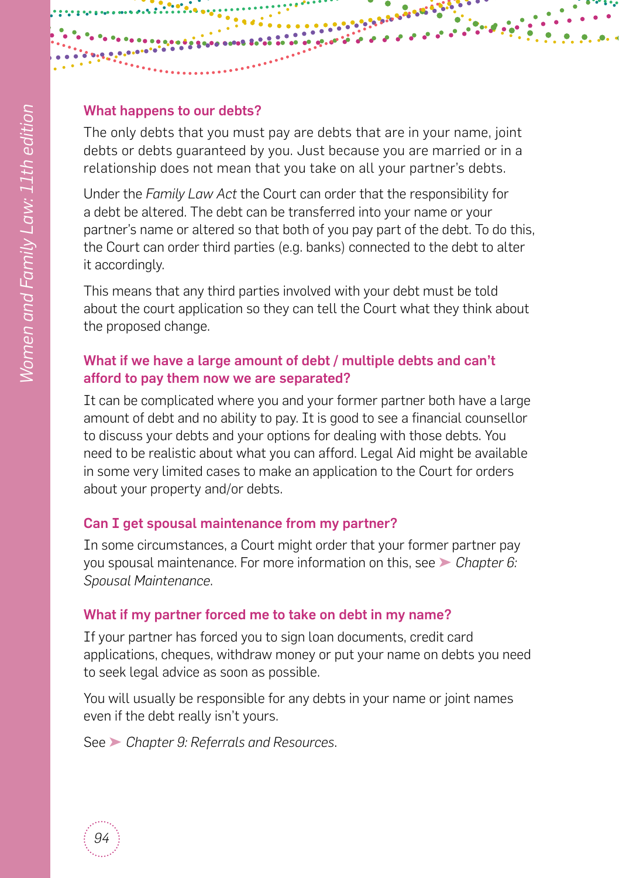### What happens to our debts?

The only debts that you must pay are debts that are in your name, joint debts or debts guaranteed by you. Just because you are married or in a relationship does not mean that you take on all your partner's debts.

Under the *Family Law Act* the Court can order that the responsibility for a debt be altered. The debt can be transferred into your name or your partner's name or altered so that both of you pay part of the debt. To do this, the Court can order third parties (e.g. banks) connected to the debt to alter it accordingly.

This means that any third parties involved with your debt must be told about the court application so they can tell the Court what they think about the proposed change.

### What if we have a large amount of debt / multiple debts and can't afford to pay them now we are separated?

It can be complicated where you and your former partner both have a large amount of debt and no ability to pay. It is good to see a financial counsellor to discuss your debts and your options for dealing with those debts. You need to be realistic about what you can afford. Legal Aid might be available in some very limited cases to make an application to the Court for orders about your property and/or debts.

### Can I get spousal maintenance from my partner?

In some circumstances, a Court might order that your former partner pay you spousal maintenance. For more information on this, see ➤ *Chapter 6: Spousal Maintenance.*

### What if my partner forced me to take on debt in my name?

If your partner has forced you to sign loan documents, credit card applications, cheques, withdraw money or put your name on debts you need to seek legal advice as soon as possible.

You will usually be responsible for any debts in your name or joint names even if the debt really isn't yours.

See ➤ *Chapter 9: Referrals and Resources.*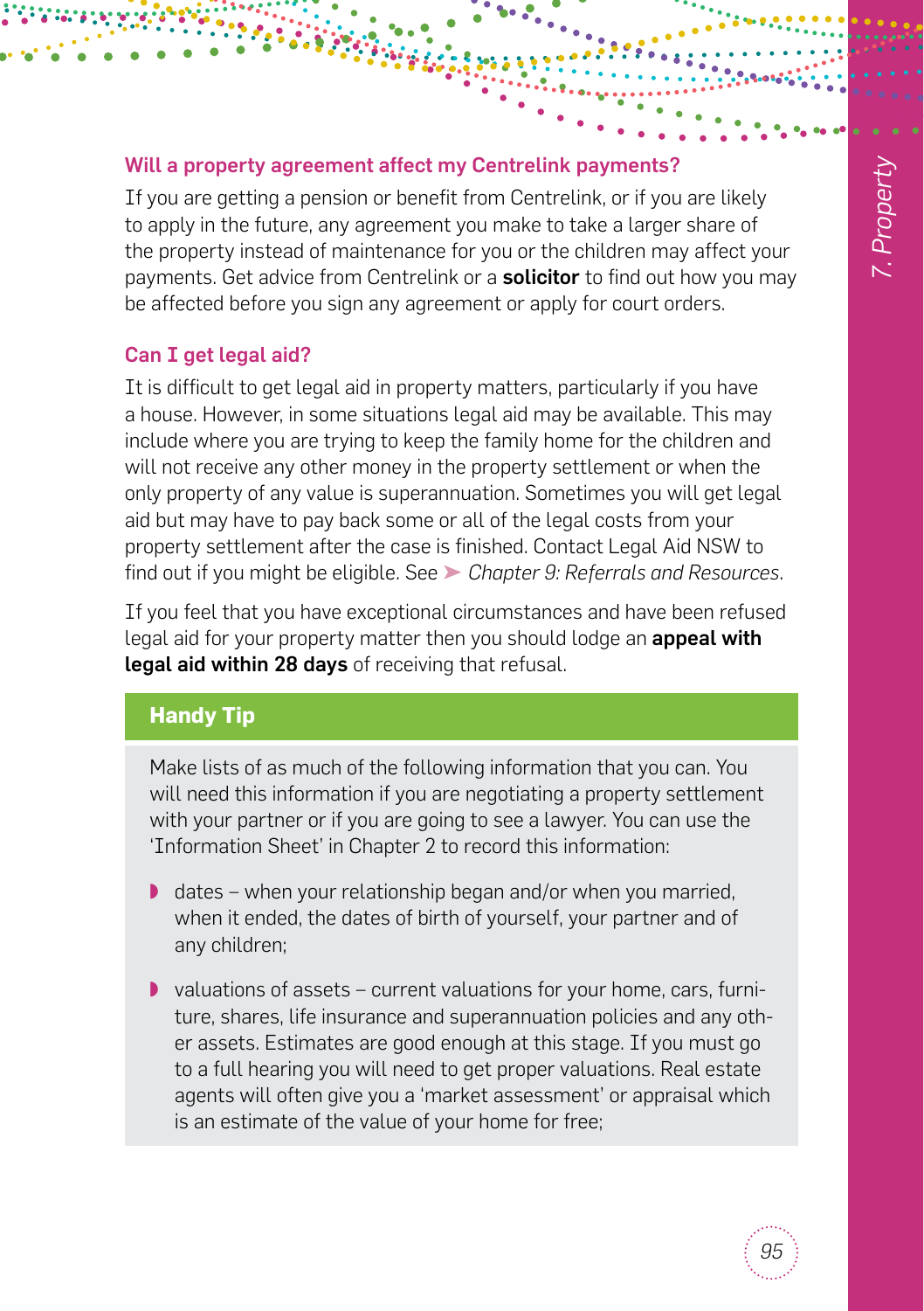### Will a property agreement affect my Centrelink payments?

If you are getting a pension or benefit from Centrelink, or if you are likely to apply in the future, any agreement you make to take a larger share of the property instead of maintenance for you or the children may affect your payments. Get advice from Centrelink or a **solicitor** to find out how you may be affected before you sign any agreement or apply for court orders.

### Can I get legal aid?

It is difficult to get legal aid in property matters, particularly if you have a house. However, in some situations legal aid may be available. This may include where you are trying to keep the family home for the children and will not receive any other money in the property settlement or when the only property of any value is superannuation. Sometimes you will get legal aid but may have to pay back some or all of the legal costs from your property settlement after the case is finished. Contact Legal Aid NSW to find out if you might be eligible. See ➤ *Chapter 9: Referrals and Resources.*

If you feel that you have exceptional circumstances and have been refused legal aid for your property matter then you should lodge an **appeal with legal aid within 28 days** of receiving that refusal.

#### Handy Tip

Make lists of as much of the following information that you can. You will need this information if you are negotiating a property settlement with your partner or if you are going to see a lawyer. You can use the 'Information Sheet' in Chapter 2 to record this information:

- dates – when your relationship began and/or when you married, when it ended, the dates of birth of yourself, your partner and of any children;
- valuations of assets – current valuations for your home, cars, furniture, shares, life insurance and superannuation policies and any other assets. Estimates are good enough at this stage. If you must go to a full hearing you will need to get proper valuations. Real estate agents will often give you a 'market assessment' or appraisal which is an estimate of the value of your home for free;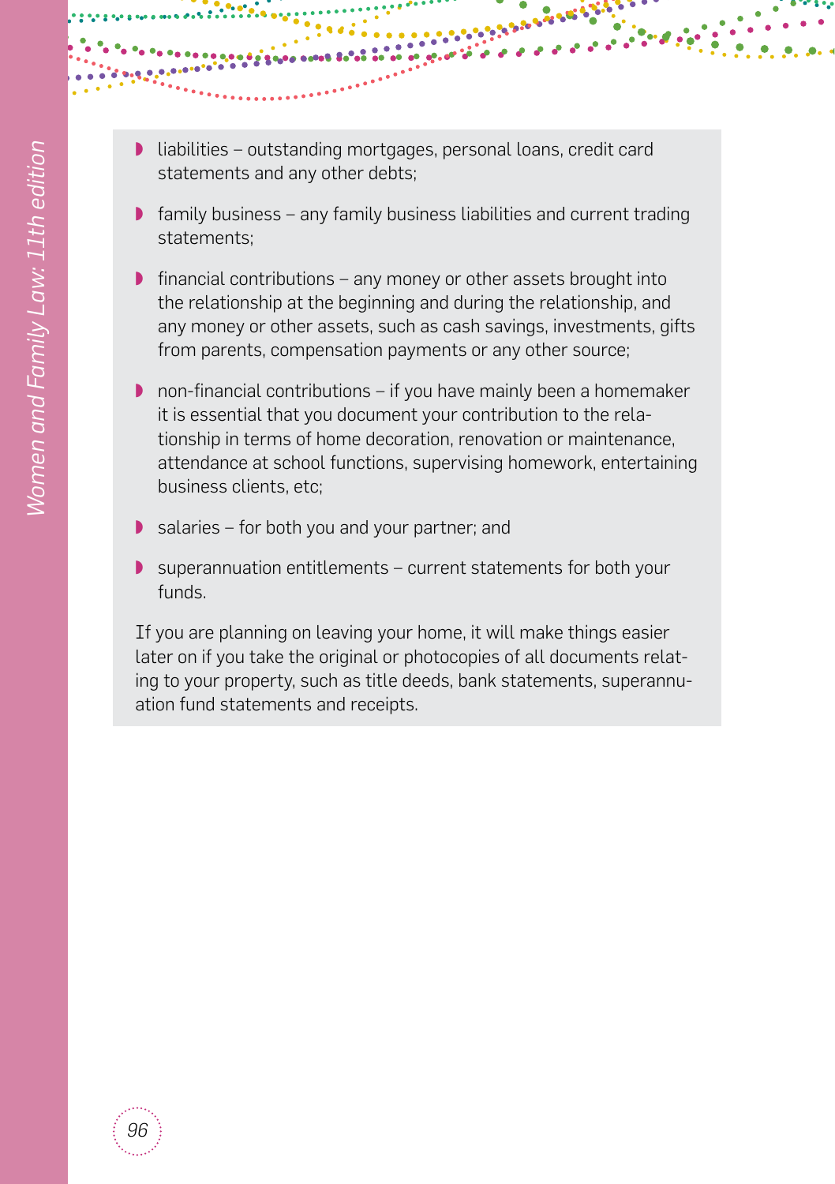- liabilities – outstanding mortgages, personal loans, credit card statements and any other debts;
- family business – any family business liabilities and current trading statements;
- financial contributions – any money or other assets brought into the relationship at the beginning and during the relationship, and any money or other assets, such as cash savings, investments, gifts from parents, compensation payments or any other source;
- non-financial contributions – if you have mainly been a homemaker it is essential that you document your contribution to the relationship in terms of home decoration, renovation or maintenance, attendance at school functions, supervising homework, entertaining business clients, etc;
- salaries – for both you and your partner; and
- superannuation entitlements – current statements for both your funds.

If you are planning on leaving your home, it will make things easier later on if you take the original or photocopies of all documents relating to your property, such as title deeds, bank statements, superannuation fund statements and receipts.